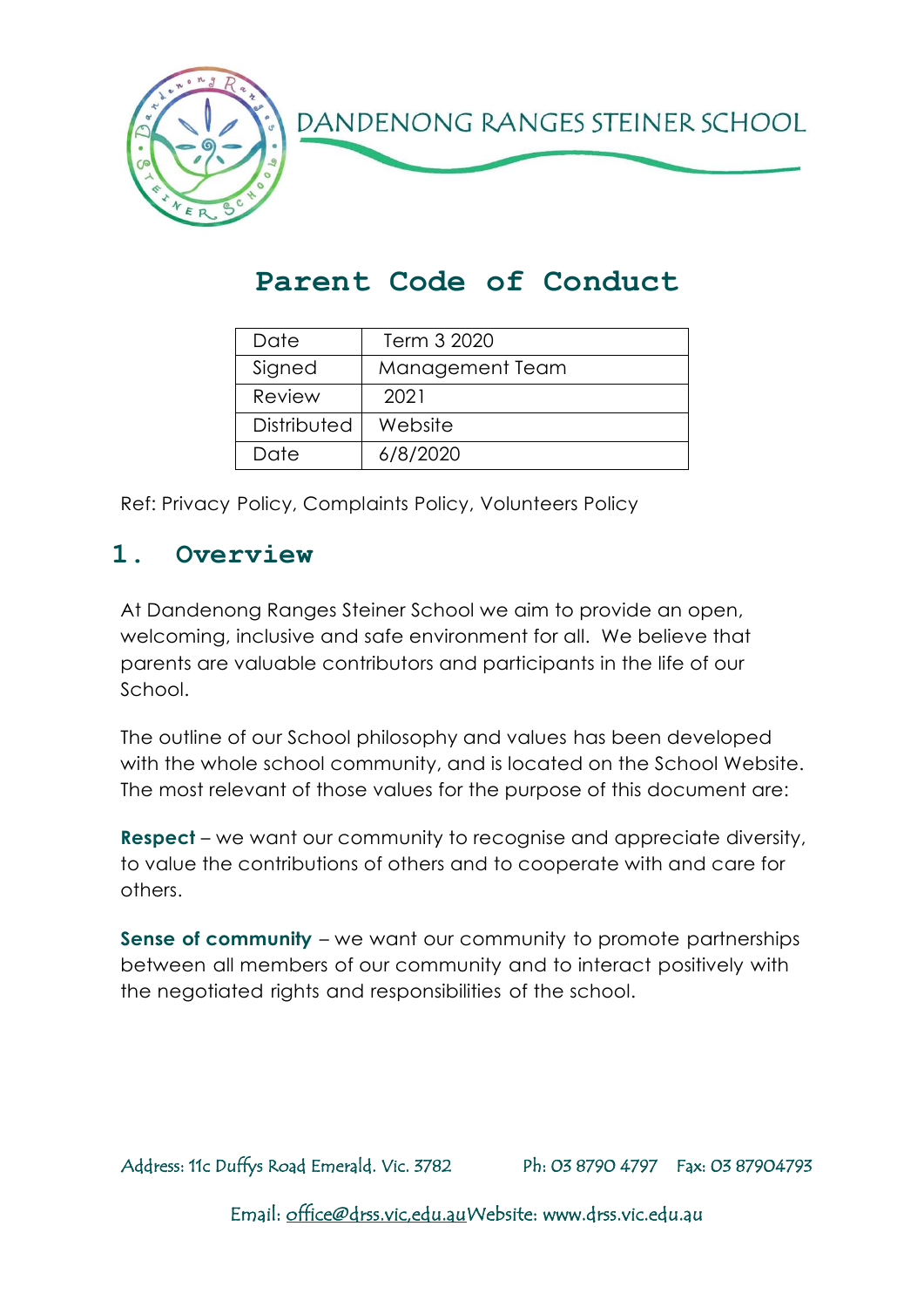# DANDENONG RANGES STEINER SCHOOL

## Parent Code of Conduct

| Date | Term 3 2020 |
|---|---|
| Signed | Management Team |
| Review | 2021 |
| Distributed | Website |
| Date | 6/8/2020 |

Ref: Privacy Policy, Complaints Policy, Volunteers Policy

## 1. Overview

At Dandenong Ranges Steiner School we aim to provide an open, welcoming, inclusive and safe environment for all. We believe that parents are valuable contributors and participants in the life of our School.

The outline of our School philosophy and values has been developed with the whole school community, and is located on the School Website. The most relevant of those values for the purpose of this document are:

**Respect** – we want our community to recognise and appreciate diversity, to value the contributions of others and to cooperate with and care for others.

**Sense of community** – we want our community to promote partnerships between all members of our community and to interact positively with the negotiated rights and responsibilities of the school.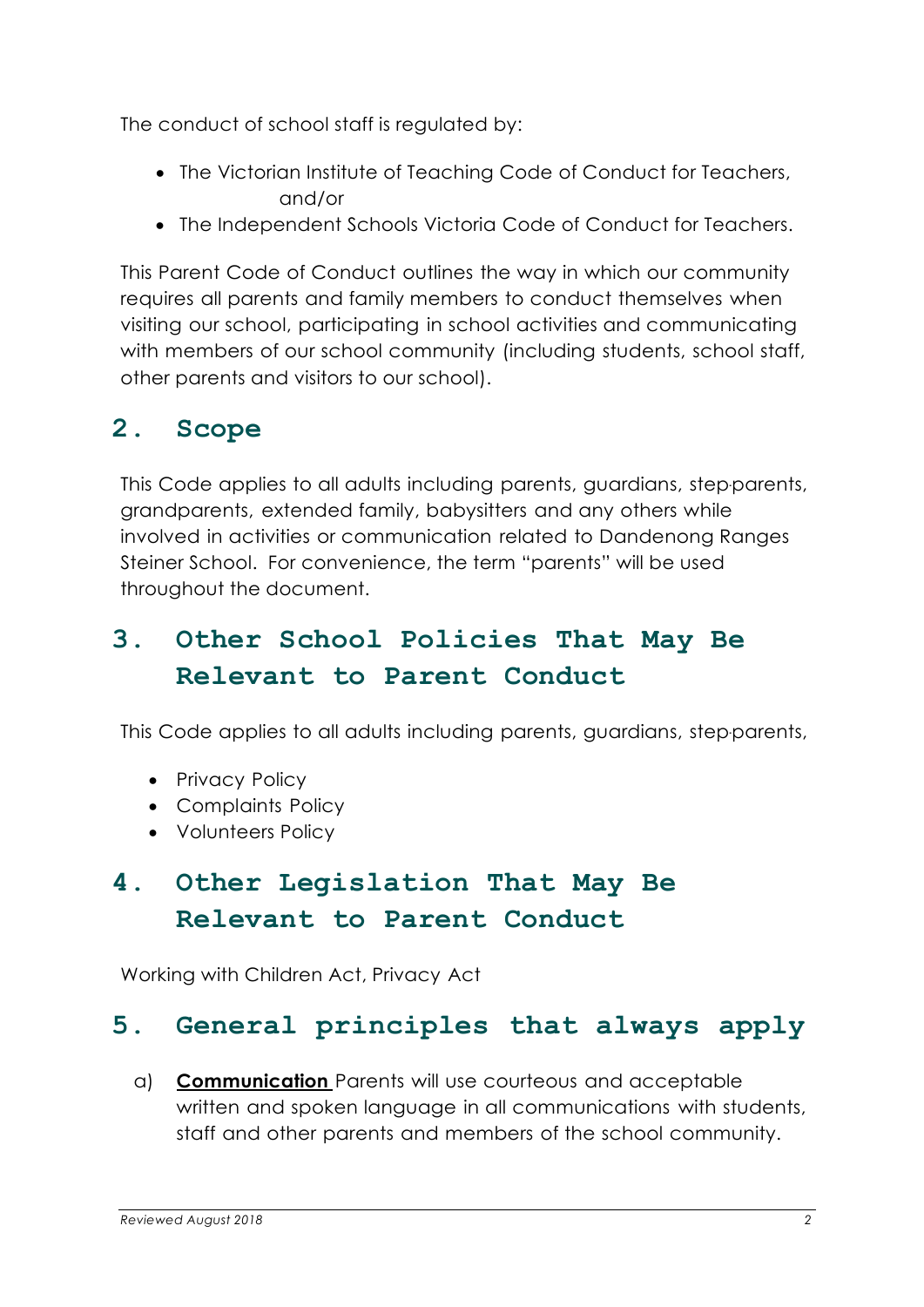The conduct of school staff is regulated by:

- The Victorian Institute of Teaching Code of Conduct for Teachers, and/or
- The Independent Schools Victoria Code of Conduct for Teachers.

This Parent Code of Conduct outlines the way in which our community requires all parents and family members to conduct themselves when visiting our school, participating in school activities and communicating with members of our school community (including students, school staff, other parents and visitors to our school).

## 2. Scope

This Code applies to all adults including parents, guardians, step-parents, grandparents, extended family, babysitters and any others while involved in activities or communication related to Dandenong Ranges Steiner School. For convenience, the term "parents" will be used throughout the document.

## 3. Other School Policies That May Be Relevant to Parent Conduct

This Code applies to all adults including parents, guardians, step-parents,

- Privacy Policy
- Complaints Policy
- Volunteers Policy

## 4. Other Legislation That May Be Relevant to Parent Conduct

Working with Children Act, Privacy Act

## 5. General principles that always apply

a) **Communication** Parents will use courteous and acceptable written and spoken language in all communications with students, staff and other parents and members of the school community.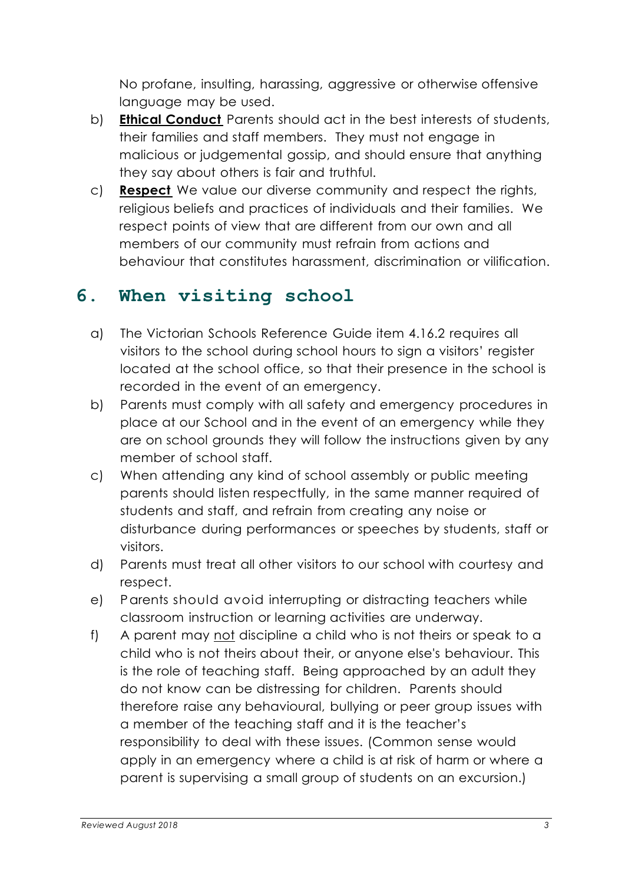No profane, insulting, harassing, aggressive or otherwise offensive language may be used.

b) **Ethical Conduct** Parents should act in the best interests of students, their families and staff members. They must not engage in malicious or judgemental gossip, and should ensure that anything they say about others is fair and truthful.

c) **Respect** We value our diverse community and respect the rights, religious beliefs and practices of individuals and their families. We respect points of view that are different from our own and all members of our community must refrain from actions and behaviour that constitutes harassment, discrimination or vilification.

## 6. When visiting school

a) The Victorian Schools Reference Guide item 4.16.2 requires all visitors to the school during school hours to sign a visitors' register located at the school office, so that their presence in the school is recorded in the event of an emergency.

b) Parents must comply with all safety and emergency procedures in place at our School and in the event of an emergency while they are on school grounds they will follow the instructions given by any member of school staff.

c) When attending any kind of school assembly or public meeting parents should listen respectfully, in the same manner required of students and staff, and refrain from creating any noise or disturbance during performances or speeches by students, staff or visitors.

d) Parents must treat all other visitors to our school with courtesy and respect.

e) Parents should avoid interrupting or distracting teachers while classroom instruction or learning activities are underway.

f) A parent may <u>not</u> discipline a child who is not theirs or speak to a child who is not theirs about their, or anyone else's behaviour. This is the role of teaching staff. Being approached by an adult they do not know can be distressing for children. Parents should therefore raise any behavioural, bullying or peer group issues with a member of the teaching staff and it is the teacher's responsibility to deal with these issues. (Common sense would apply in an emergency where a child is at risk of harm or where a parent is supervising a small group of students on an excursion.)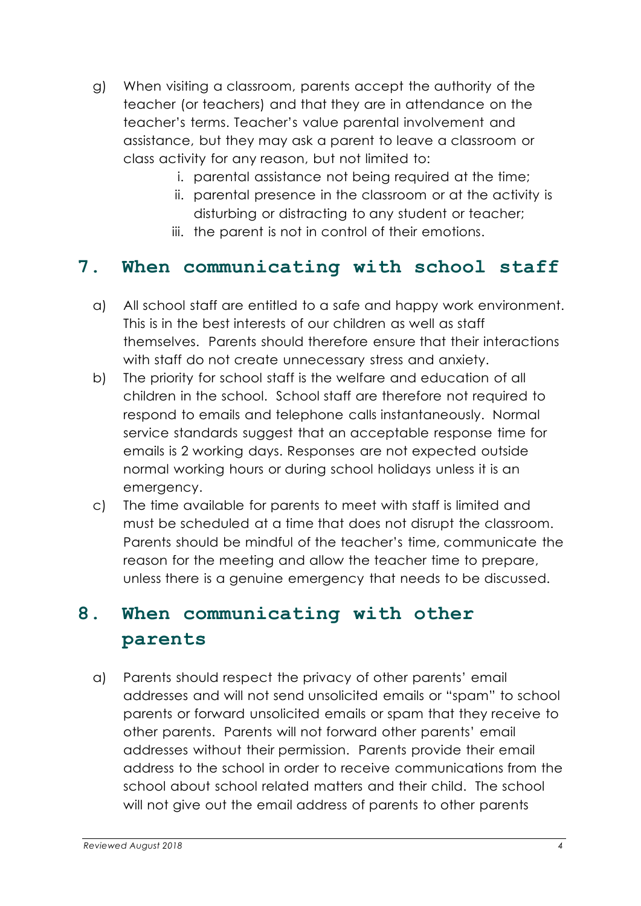g) When visiting a classroom, parents accept the authority of the teacher (or teachers) and that they are in attendance on the teacher's terms. Teacher's value parental involvement and assistance, but they may ask a parent to leave a classroom or class activity for any reason, but not limited to:
   i. parental assistance not being required at the time;
   ii. parental presence in the classroom or at the activity is disturbing or distracting to any student or teacher;
   iii. the parent is not in control of their emotions.

## 7. When communicating with school staff

a) All school staff are entitled to a safe and happy work environment. This is in the best interests of our children as well as staff themselves. Parents should therefore ensure that their interactions with staff do not create unnecessary stress and anxiety.

b) The priority for school staff is the welfare and education of all children in the school. School staff are therefore not required to respond to emails and telephone calls instantaneously. Normal service standards suggest that an acceptable response time for emails is 2 working days. Responses are not expected outside normal working hours or during school holidays unless it is an emergency.

c) The time available for parents to meet with staff is limited and must be scheduled at a time that does not disrupt the classroom. Parents should be mindful of the teacher's time, communicate the reason for the meeting and allow the teacher time to prepare, unless there is a genuine emergency that needs to be discussed.

## 8. When communicating with other parents

a) Parents should respect the privacy of other parents' email addresses and will not send unsolicited emails or "spam" to school parents or forward unsolicited emails or spam that they receive to other parents. Parents will not forward other parents' email addresses without their permission. Parents provide their email address to the school in order to receive communications from the school about school related matters and their child. The school will not give out the email address of parents to other parents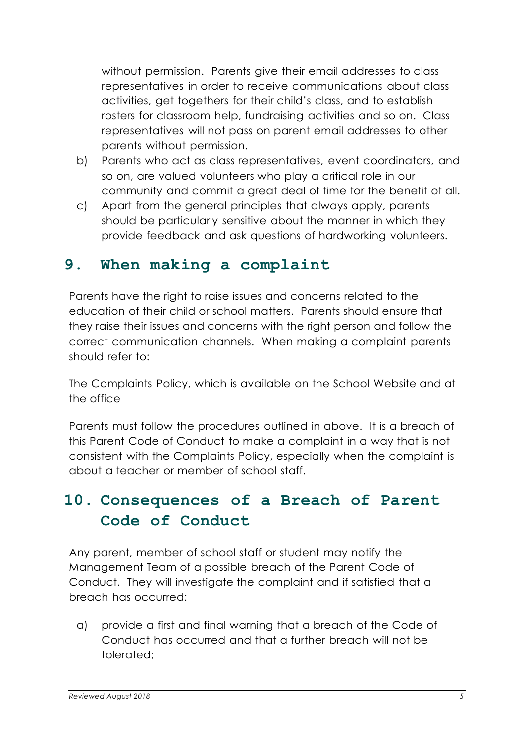without permission. Parents give their email addresses to class representatives in order to receive communications about class activities, get togethers for their child's class, and to establish rosters for classroom help, fundraising activities and so on. Class representatives will not pass on parent email addresses to other parents without permission.

b) Parents who act as class representatives, event coordinators, and so on, are valued volunteers who play a critical role in our community and commit a great deal of time for the benefit of all.

c) Apart from the general principles that always apply, parents should be particularly sensitive about the manner in which they provide feedback and ask questions of hardworking volunteers.

## 9. When making a complaint

Parents have the right to raise issues and concerns related to the education of their child or school matters. Parents should ensure that they raise their issues and concerns with the right person and follow the correct communication channels. When making a complaint parents should refer to:

The Complaints Policy, which is available on the School Website and at the office

Parents must follow the procedures outlined in above. It is a breach of this Parent Code of Conduct to make a complaint in a way that is not consistent with the Complaints Policy, especially when the complaint is about a teacher or member of school staff.

## 10. Consequences of a Breach of Parent Code of Conduct

Any parent, member of school staff or student may notify the Management Team of a possible breach of the Parent Code of Conduct. They will investigate the complaint and if satisfied that a breach has occurred:

a) provide a first and final warning that a breach of the Code of Conduct has occurred and that a further breach will not be tolerated;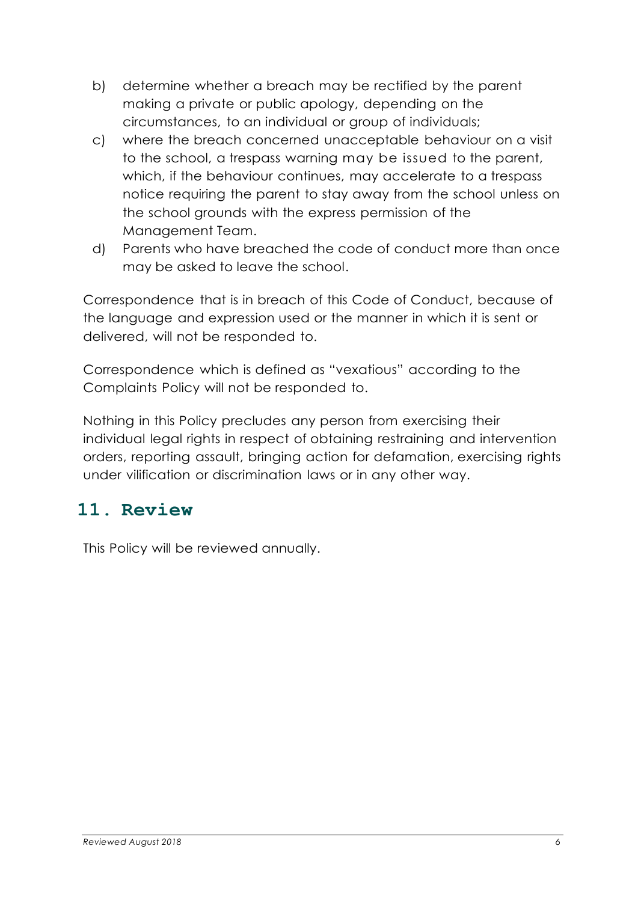b) determine whether a breach may be rectified by the parent making a private or public apology, depending on the circumstances, to an individual or group of individuals;

c) where the breach concerned unacceptable behaviour on a visit to the school, a trespass warning may be issued to the parent, which, if the behaviour continues, may accelerate to a trespass notice requiring the parent to stay away from the school unless on the school grounds with the express permission of the Management Team.

d) Parents who have breached the code of conduct more than once may be asked to leave the school.

Correspondence that is in breach of this Code of Conduct, because of the language and expression used or the manner in which it is sent or delivered, will not be responded to.

Correspondence which is defined as "vexatious" according to the Complaints Policy will not be responded to.

Nothing in this Policy precludes any person from exercising their individual legal rights in respect of obtaining restraining and intervention orders, reporting assault, bringing action for defamation, exercising rights under vilification or discrimination laws or in any other way.

## 11. Review

This Policy will be reviewed annually.